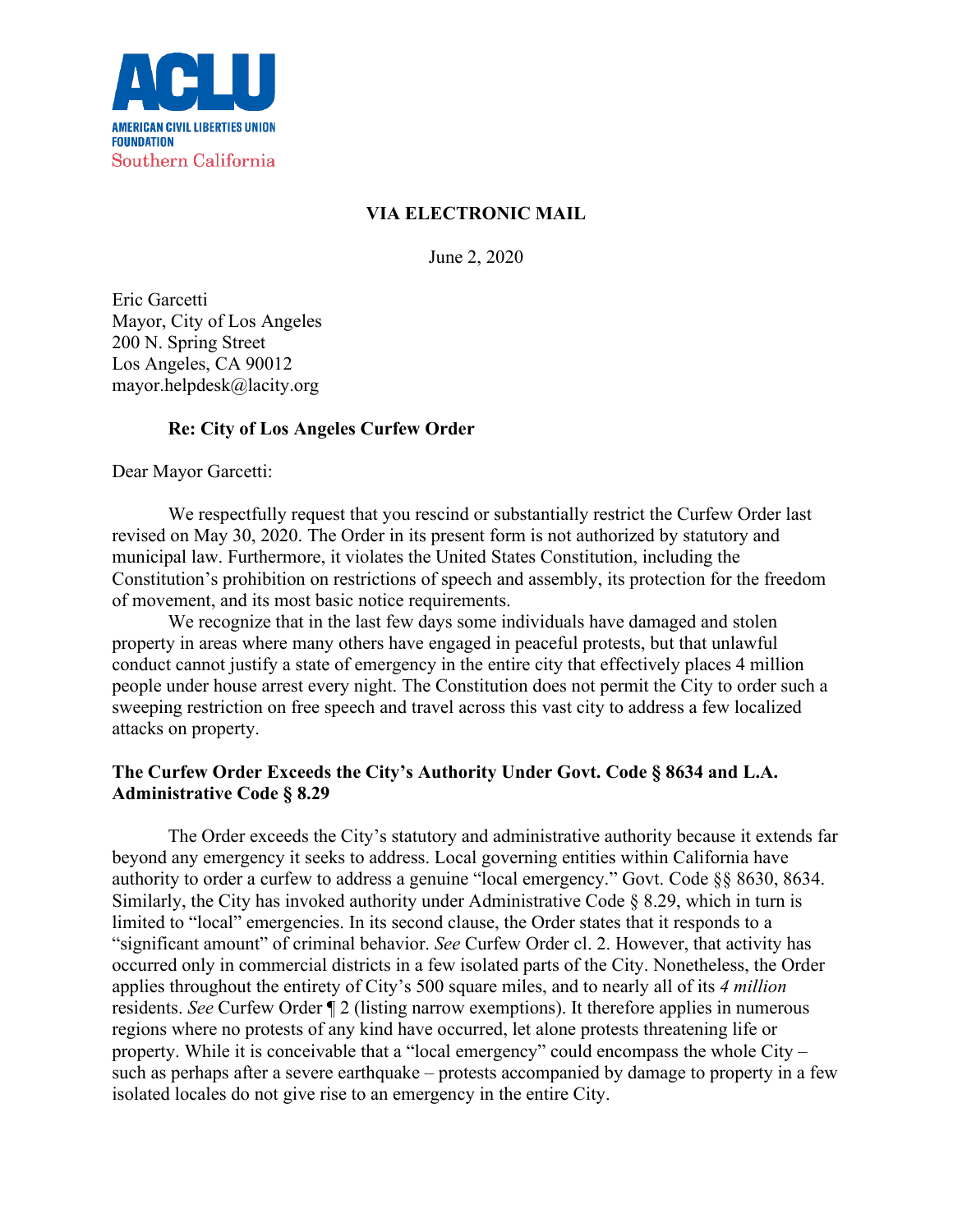**ACLU**

**AMERICAN CIVIL LIBERTIES UNION FOUNDATION**
Southern California

**VIA ELECTRONIC MAIL**

June 2, 2020

Eric Garcetti
Mayor, City of Los Angeles
200 N. Spring Street
Los Angeles, CA 90012
mayor.helpdesk@lacity.org

**Re: City of Los Angeles Curfew Order**

Dear Mayor Garcetti:

We respectfully request that you rescind or substantially restrict the Curfew Order last revised on May 30, 2020. The Order in its present form is not authorized by statutory and municipal law. Furthermore, it violates the United States Constitution, including the Constitution's prohibition on restrictions of speech and assembly, its protection for the freedom of movement, and its most basic notice requirements.

We recognize that in the last few days some individuals have damaged and stolen property in areas where many others have engaged in peaceful protests, but that unlawful conduct cannot justify a state of emergency in the entire city that effectively places 4 million people under house arrest every night. The Constitution does not permit the City to order such a sweeping restriction on free speech and travel across this vast city to address a few localized attacks on property.

**The Curfew Order Exceeds the City's Authority Under Govt. Code § 8634 and L.A. Administrative Code § 8.29**

The Order exceeds the City's statutory and administrative authority because it extends far beyond any emergency it seeks to address. Local governing entities within California have authority to order a curfew to address a genuine "local emergency." Govt. Code §§ 8630, 8634. Similarly, the City has invoked authority under Administrative Code § 8.29, which in turn is limited to "local" emergencies. In its second clause, the Order states that it responds to a "significant amount" of criminal behavior. *See* Curfew Order cl. 2. However, that activity has occurred only in commercial districts in a few isolated parts of the City. Nonetheless, the Order applies throughout the entirety of City's 500 square miles, and to nearly all of its *4 million* residents. *See* Curfew Order ¶ 2 (listing narrow exemptions). It therefore applies in numerous regions where no protests of any kind have occurred, let alone protests threatening life or property. While it is conceivable that a "local emergency" could encompass the whole City – such as perhaps after a severe earthquake – protests accompanied by damage to property in a few isolated locales do not give rise to an emergency in the entire City.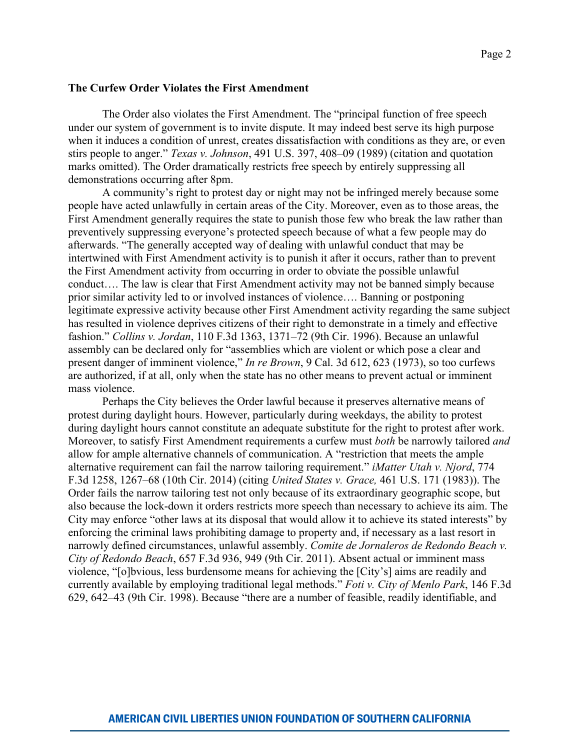**The Curfew Order Violates the First Amendment**

The Order also violates the First Amendment. The "principal function of free speech under our system of government is to invite dispute. It may indeed best serve its high purpose when it induces a condition of unrest, creates dissatisfaction with conditions as they are, or even stirs people to anger." *Texas v. Johnson*, 491 U.S. 397, 408–09 (1989) (citation and quotation marks omitted). The Order dramatically restricts free speech by entirely suppressing all demonstrations occurring after 8pm.

A community's right to protest day or night may not be infringed merely because some people have acted unlawfully in certain areas of the City. Moreover, even as to those areas, the First Amendment generally requires the state to punish those few who break the law rather than preventively suppressing everyone's protected speech because of what a few people may do afterwards. "The generally accepted way of dealing with unlawful conduct that may be intertwined with First Amendment activity is to punish it after it occurs, rather than to prevent the First Amendment activity from occurring in order to obviate the possible unlawful conduct…. The law is clear that First Amendment activity may not be banned simply because prior similar activity led to or involved instances of violence…. Banning or postponing legitimate expressive activity because other First Amendment activity regarding the same subject has resulted in violence deprives citizens of their right to demonstrate in a timely and effective fashion." *Collins v. Jordan*, 110 F.3d 1363, 1371–72 (9th Cir. 1996). Because an unlawful assembly can be declared only for "assemblies which are violent or which pose a clear and present danger of imminent violence," *In re Brown*, 9 Cal. 3d 612, 623 (1973), so too curfews are authorized, if at all, only when the state has no other means to prevent actual or imminent mass violence.

Perhaps the City believes the Order lawful because it preserves alternative means of protest during daylight hours. However, particularly during weekdays, the ability to protest during daylight hours cannot constitute an adequate substitute for the right to protest after work. Moreover, to satisfy First Amendment requirements a curfew must *both* be narrowly tailored *and* allow for ample alternative channels of communication. A "restriction that meets the ample alternative requirement can fail the narrow tailoring requirement." *iMatter Utah v. Njord*, 774 F.3d 1258, 1267–68 (10th Cir. 2014) (citing *United States v. Grace,* 461 U.S. 171 (1983)). The Order fails the narrow tailoring test not only because of its extraordinary geographic scope, but also because the lock-down it orders restricts more speech than necessary to achieve its aim. The City may enforce "other laws at its disposal that would allow it to achieve its stated interests" by enforcing the criminal laws prohibiting damage to property and, if necessary as a last resort in narrowly defined circumstances, unlawful assembly. *Comite de Jornaleros de Redondo Beach v. City of Redondo Beach*, 657 F.3d 936, 949 (9th Cir. 2011). Absent actual or imminent mass violence, "[o]bvious, less burdensome means for achieving the [City's] aims are readily and currently available by employing traditional legal methods." *Foti v. City of Menlo Park*, 146 F.3d 629, 642–43 (9th Cir. 1998). Because "there are a number of feasible, readily identifiable, and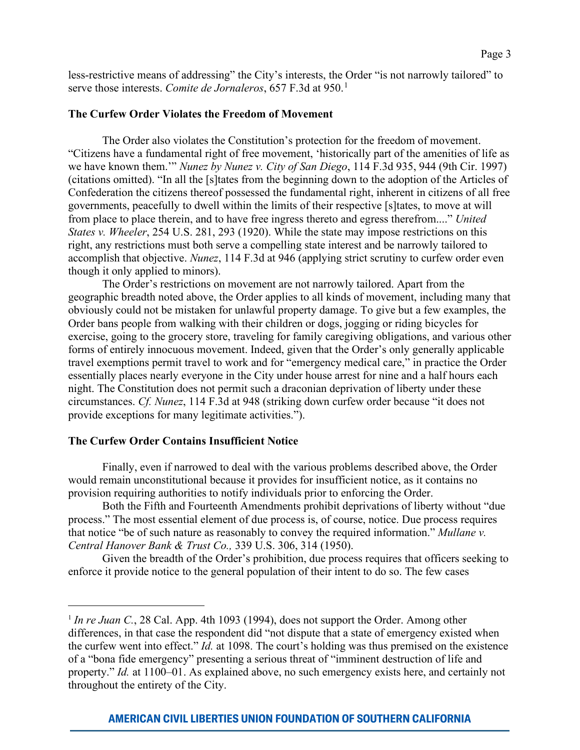less-restrictive means of addressing" the City's interests, the Order "is not narrowly tailored" to serve those interests. *Comite de Jornaleros*, 657 F.3d at 950.[1]

**The Curfew Order Violates the Freedom of Movement**

The Order also violates the Constitution's protection for the freedom of movement. "Citizens have a fundamental right of free movement, 'historically part of the amenities of life as we have known them.'" *Nunez by Nunez v. City of San Diego*, 114 F.3d 935, 944 (9th Cir. 1997) (citations omitted). "In all the [s]tates from the beginning down to the adoption of the Articles of Confederation the citizens thereof possessed the fundamental right, inherent in citizens of all free governments, peacefully to dwell within the limits of their respective [s]tates, to move at will from place to place therein, and to have free ingress thereto and egress therefrom...." *United States v. Wheeler*, 254 U.S. 281, 293 (1920). While the state may impose restrictions on this right, any restrictions must both serve a compelling state interest and be narrowly tailored to accomplish that objective. *Nunez*, 114 F.3d at 946 (applying strict scrutiny to curfew order even though it only applied to minors).

The Order's restrictions on movement are not narrowly tailored. Apart from the geographic breadth noted above, the Order applies to all kinds of movement, including many that obviously could not be mistaken for unlawful property damage. To give but a few examples, the Order bans people from walking with their children or dogs, jogging or riding bicycles for exercise, going to the grocery store, traveling for family caregiving obligations, and various other forms of entirely innocuous movement. Indeed, given that the Order's only generally applicable travel exemptions permit travel to work and for "emergency medical care," in practice the Order essentially places nearly everyone in the City under house arrest for nine and a half hours each night. The Constitution does not permit such a draconian deprivation of liberty under these circumstances. *Cf. Nunez*, 114 F.3d at 948 (striking down curfew order because "it does not provide exceptions for many legitimate activities.").

**The Curfew Order Contains Insufficient Notice**

Finally, even if narrowed to deal with the various problems described above, the Order would remain unconstitutional because it provides for insufficient notice, as it contains no provision requiring authorities to notify individuals prior to enforcing the Order.

Both the Fifth and Fourteenth Amendments prohibit deprivations of liberty without "due process." The most essential element of due process is, of course, notice. Due process requires that notice "be of such nature as reasonably to convey the required information." *Mullane v. Central Hanover Bank & Trust Co.,* 339 U.S. 306, 314 (1950).

Given the breadth of the Order's prohibition, due process requires that officers seeking to enforce it provide notice to the general population of their intent to do so. The few cases

---

[1] *In re Juan C.*, 28 Cal. App. 4th 1093 (1994), does not support the Order. Among other differences, in that case the respondent did "not dispute that a state of emergency existed when the curfew went into effect." *Id.* at 1098. The court's holding was thus premised on the existence of a "bona fide emergency" presenting a serious threat of "imminent destruction of life and property." *Id.* at 1100–01. As explained above, no such emergency exists here, and certainly not throughout the entirety of the City.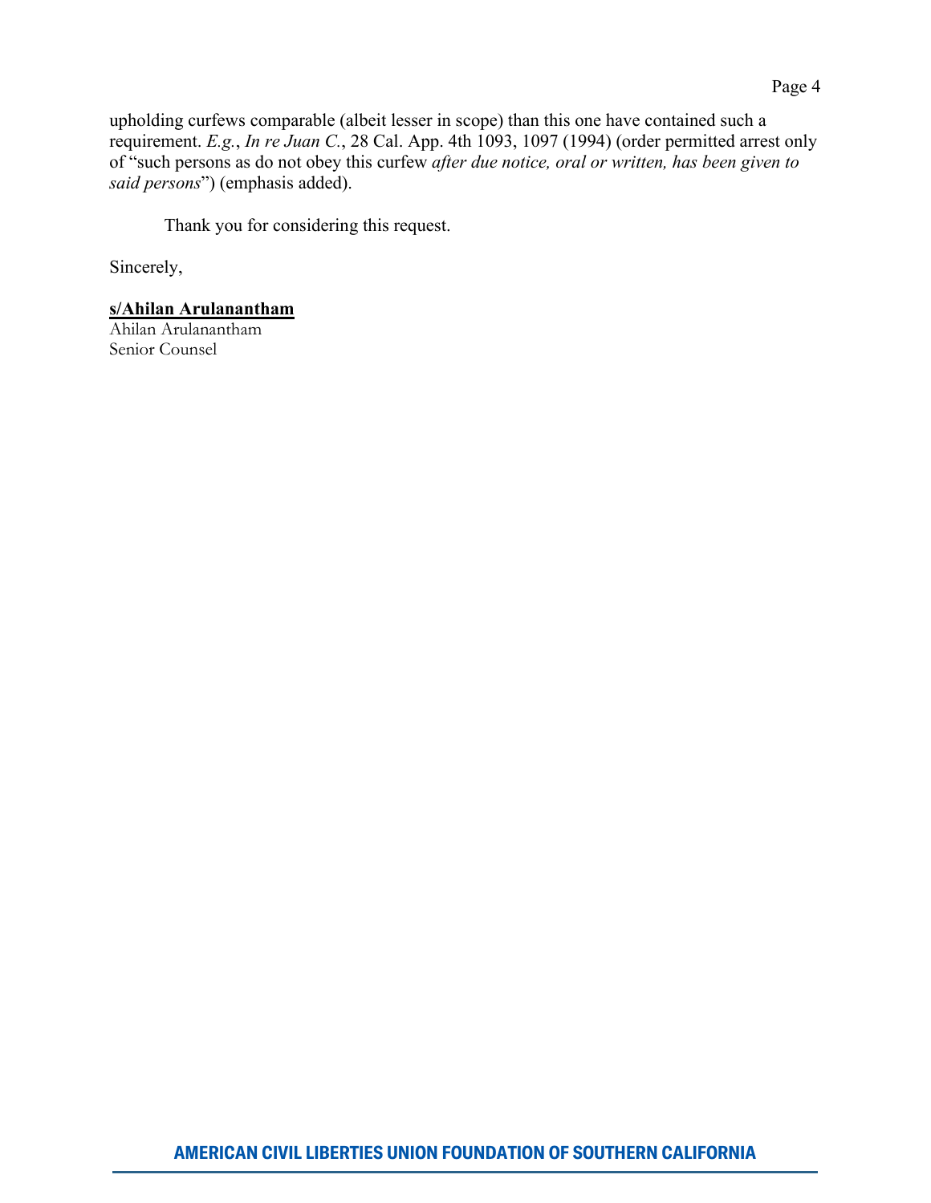upholding curfews comparable (albeit lesser in scope) than this one have contained such a requirement. *E.g.*, *In re Juan C.*, 28 Cal. App. 4th 1093, 1097 (1994) (order permitted arrest only of "such persons as do not obey this curfew *after due notice, oral or written, has been given to said persons*") (emphasis added).

Thank you for considering this request.

Sincerely,

**s/Ahilan Arulanantham**
Ahilan Arulanantham
Senior Counsel

AMERICAN CIVIL LIBERTIES UNION FOUNDATION OF SOUTHERN CALIFORNIA